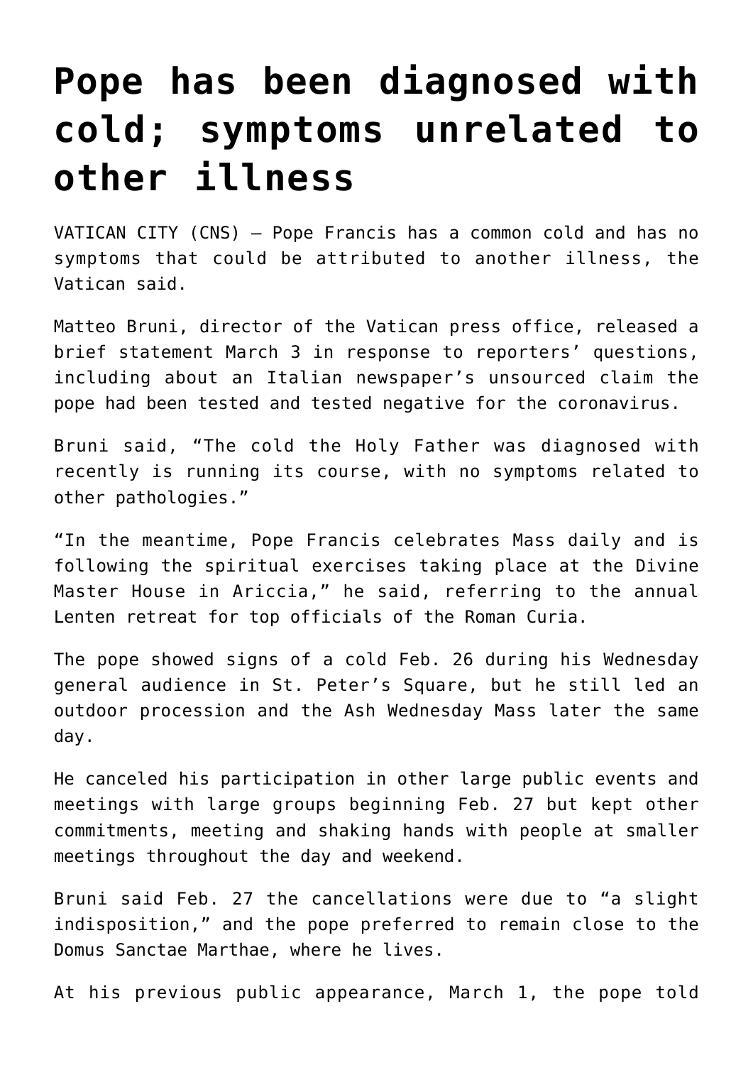# Pope has been diagnosed with cold; symptoms unrelated to other illness

VATICAN CITY (CNS) — Pope Francis has a common cold and has no symptoms that could be attributed to another illness, the Vatican said.

Matteo Bruni, director of the Vatican press office, released a brief statement March 3 in response to reporters' questions, including about an Italian newspaper's unsourced claim the pope had been tested and tested negative for the coronavirus.

Bruni said, "The cold the Holy Father was diagnosed with recently is running its course, with no symptoms related to other pathologies."

"In the meantime, Pope Francis celebrates Mass daily and is following the spiritual exercises taking place at the Divine Master House in Ariccia," he said, referring to the annual Lenten retreat for top officials of the Roman Curia.

The pope showed signs of a cold Feb. 26 during his Wednesday general audience in St. Peter's Square, but he still led an outdoor procession and the Ash Wednesday Mass later the same day.

He canceled his participation in other large public events and meetings with large groups beginning Feb. 27 but kept other commitments, meeting and shaking hands with people at smaller meetings throughout the day and weekend.

Bruni said Feb. 27 the cancellations were due to "a slight indisposition," and the pope preferred to remain close to the Domus Sanctae Marthae, where he lives.

At his previous public appearance, March 1, the pope told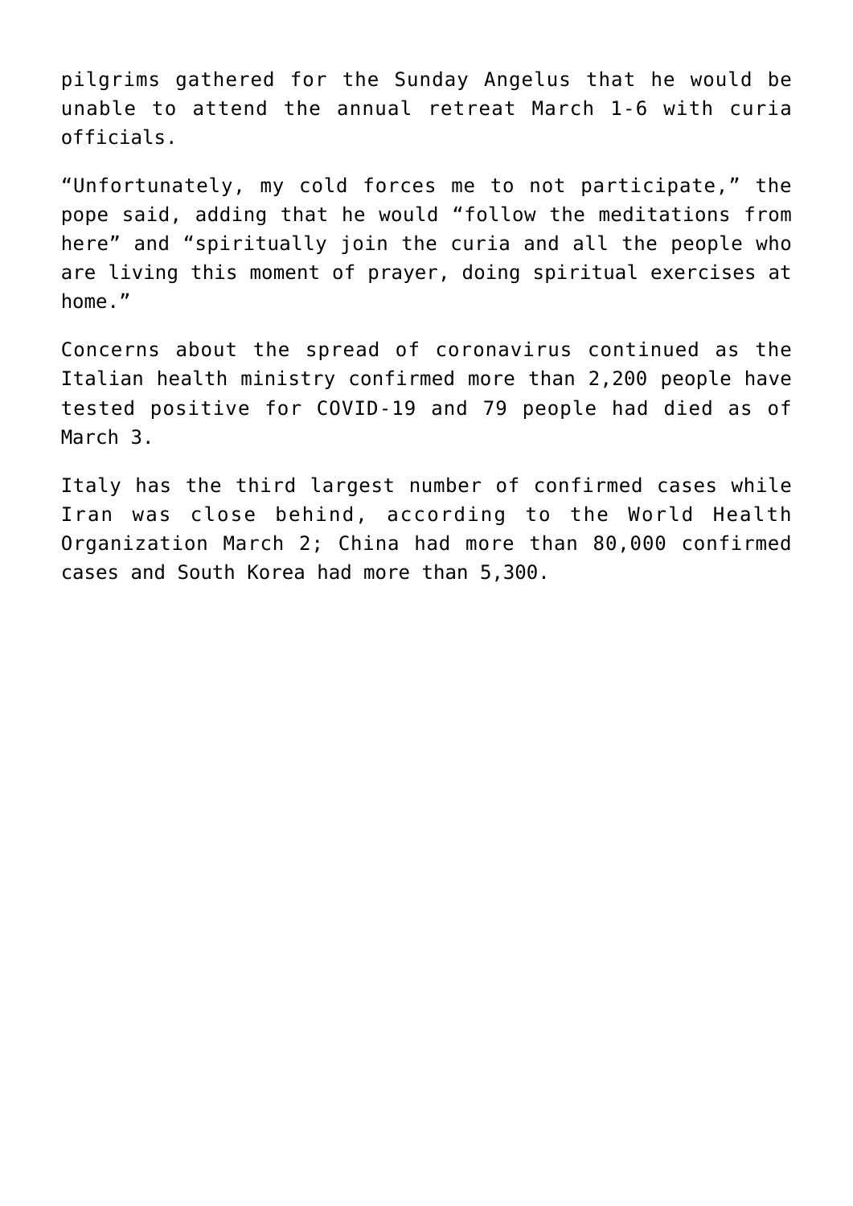pilgrims gathered for the Sunday Angelus that he would be unable to attend the annual retreat March 1-6 with curia officials.

"Unfortunately, my cold forces me to not participate," the pope said, adding that he would "follow the meditations from here" and "spiritually join the curia and all the people who are living this moment of prayer, doing spiritual exercises at home."

Concerns about the spread of coronavirus continued as the Italian health ministry confirmed more than 2,200 people have tested positive for COVID-19 and 79 people had died as of March 3.

Italy has the third largest number of confirmed cases while Iran was close behind, according to the World Health Organization March 2; China had more than 80,000 confirmed cases and South Korea had more than 5,300.